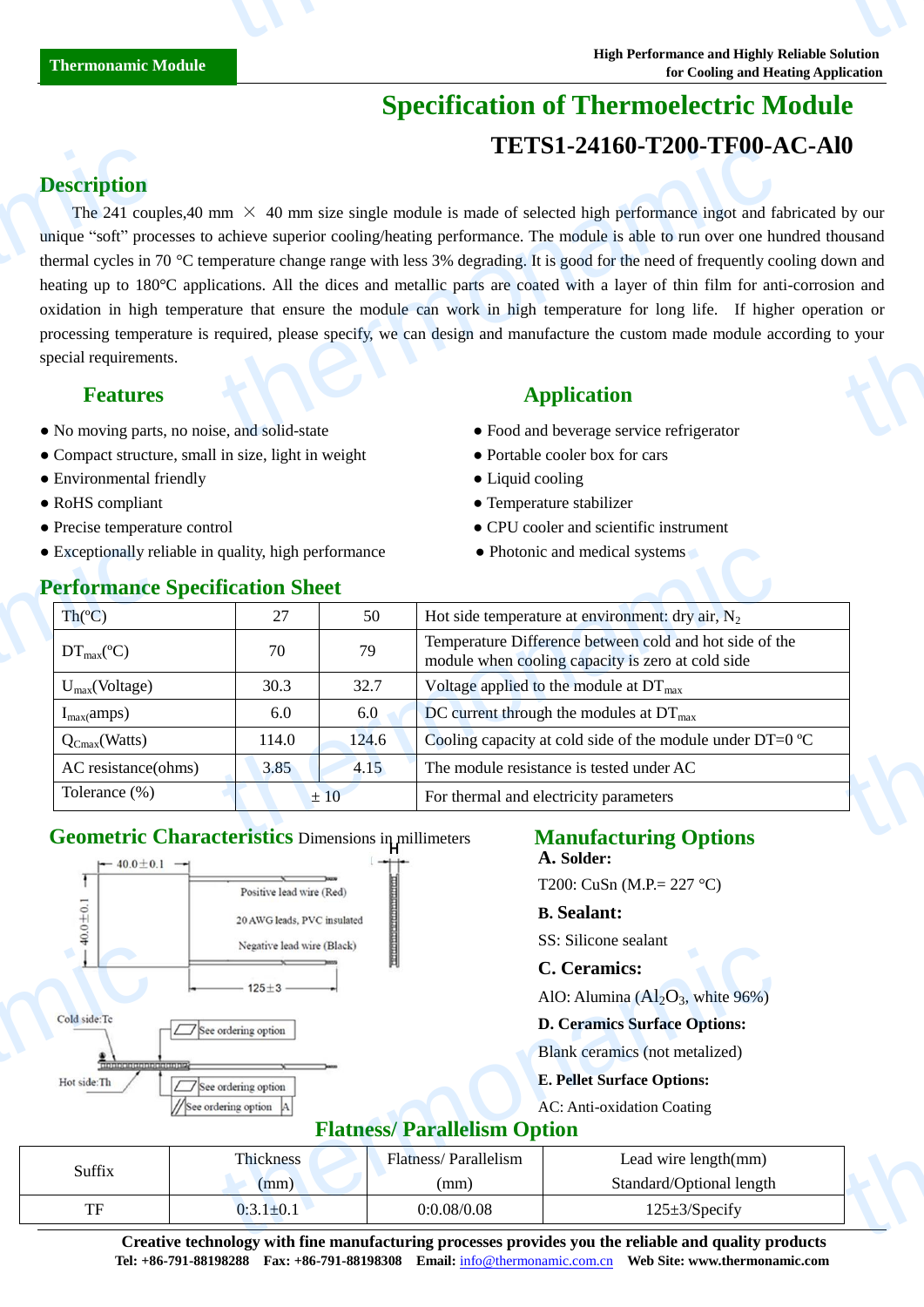Thermonamic Module

High Performance and Highly Reliable Solution for Cooling and Heating Application

# Specification of Thermoelectric Module

## TETS1-24160-T200-TF00-AC-Al0

## Description

The 241 couples,40 mm × 40 mm size single module is made of selected high performance ingot and fabricated by our unique “soft” processes to achieve superior cooling/heating performance. The module is able to run over one hundred thousand thermal cycles in 70 °C temperature change range with less 3% degrading. It is good for the need of frequently cooling down and heating up to 180°C applications. All the dices and metallic parts are coated with a layer of thin film for anti-corrosion and oxidation in high temperature that ensure the module can work in high temperature for long life. If higher operation or processing temperature is required, please specify, we can design and manufacture the custom made module according to your special requirements.

## Features

- No moving parts, no noise, and solid-state
- Compact structure, small in size, light in weight
- Environmental friendly
- RoHS compliant
- Precise temperature control
- Exceptionally reliable in quality, high performance

## Application

- Food and beverage service refrigerator
- Portable cooler box for cars
- Liquid cooling
- Temperature stabilizer
- CPU cooler and scientific instrument
- Photonic and medical systems

## Performance Specification Sheet

| Th(ºC) | 27 | 50 | Hot side temperature at environment: dry air, $N_2$ |
|---|---|---|---|
| $DT_{max}$(ºC) | 70 | 79 | Temperature Difference between cold and hot side of the module when cooling capacity is zero at cold side |
| $U_{max}$(Voltage) | 30.3 | 32.7 | Voltage applied to the module at $DT_{max}$ |
| $I_{max}$(amps) | 6.0 | 6.0 | DC current through the modules at $DT_{max}$ |
| $Q_{Cmax}$(Watts) | 114.0 | 124.6 | Cooling capacity at cold side of the module under DT=0 ºC |
| AC resistance(ohms) | 3.85 | 4.15 | The module resistance is tested under AC |
| Tolerance (%) | ± 10 | | For thermal and electricity parameters |

## Geometric Characteristics Dimensions in millimeters

40.0±0.1

40.0±0.1

Positive lead wire (Red)

20 AWG leads, PVC insulated

Negative lead wire (Black)

125±3

H

Cold side:Tc

Hot side:Th

See ordering option

See ordering option

See ordering option A

## Manufacturing Options

**A. Solder:**

T200: CuSn (M.P.= 227 °C)

**B. Sealant:**

SS: Silicone sealant

**C. Ceramics:**

AlO: Alumina ($Al_2O_3$, white 96%)

**D. Ceramics Surface Options:**

Blank ceramics (not metalized)

**E. Pellet Surface Options:**

AC: Anti-oxidation Coating

## Flatness/ Parallelism Option

| Suffix | Thickness (mm) | Flatness/ Parallelism (mm) | Lead wire length(mm) Standard/Optional length |
|---|---|---|---|
| TF | 0:3.1±0.1 | 0:0.08/0.08 | 125±3/Specify |

**Creative technology with fine manufacturing processes provides you the reliable and quality products**

**Tel: +86-791-88198288 Fax: +86-791-88198308 Email:** info@thermonamic.com.cn **Web Site: www.thermonamic.com**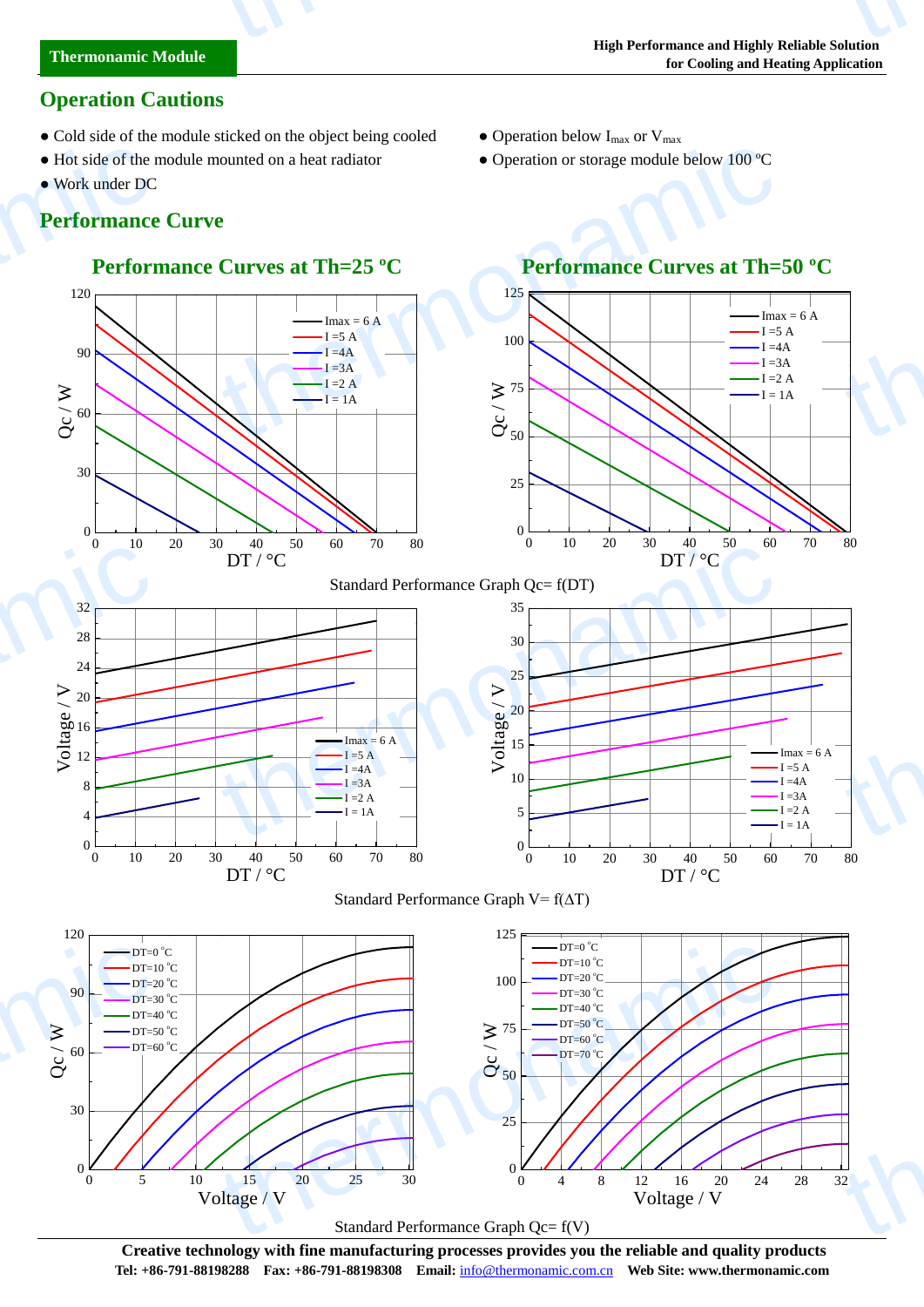## Operation Cautions

- Cold side of the module sticked on the object being cooled
- Hot side of the module mounted on a heat radiator
- Work under DC
- Operation below $I_{max}$ or $V_{max}$
- Operation or storage module below 100 ºC

## Performance Curve

### Performance Curves at Th=25 ºC

### Performance Curves at Th=50 ºC

Standard Performance Graph Qc= f(DT)

Standard Performance Graph V= f(ΔT)

Standard Performance Graph Qc= f(V)

**Creative technology with fine manufacturing processes provides you the reliable and quality products**

**Tel: +86-791-88198288 Fax: +86-791-88198308 Email:** info@thermonamic.com.cn **Web Site: www.thermonamic.com**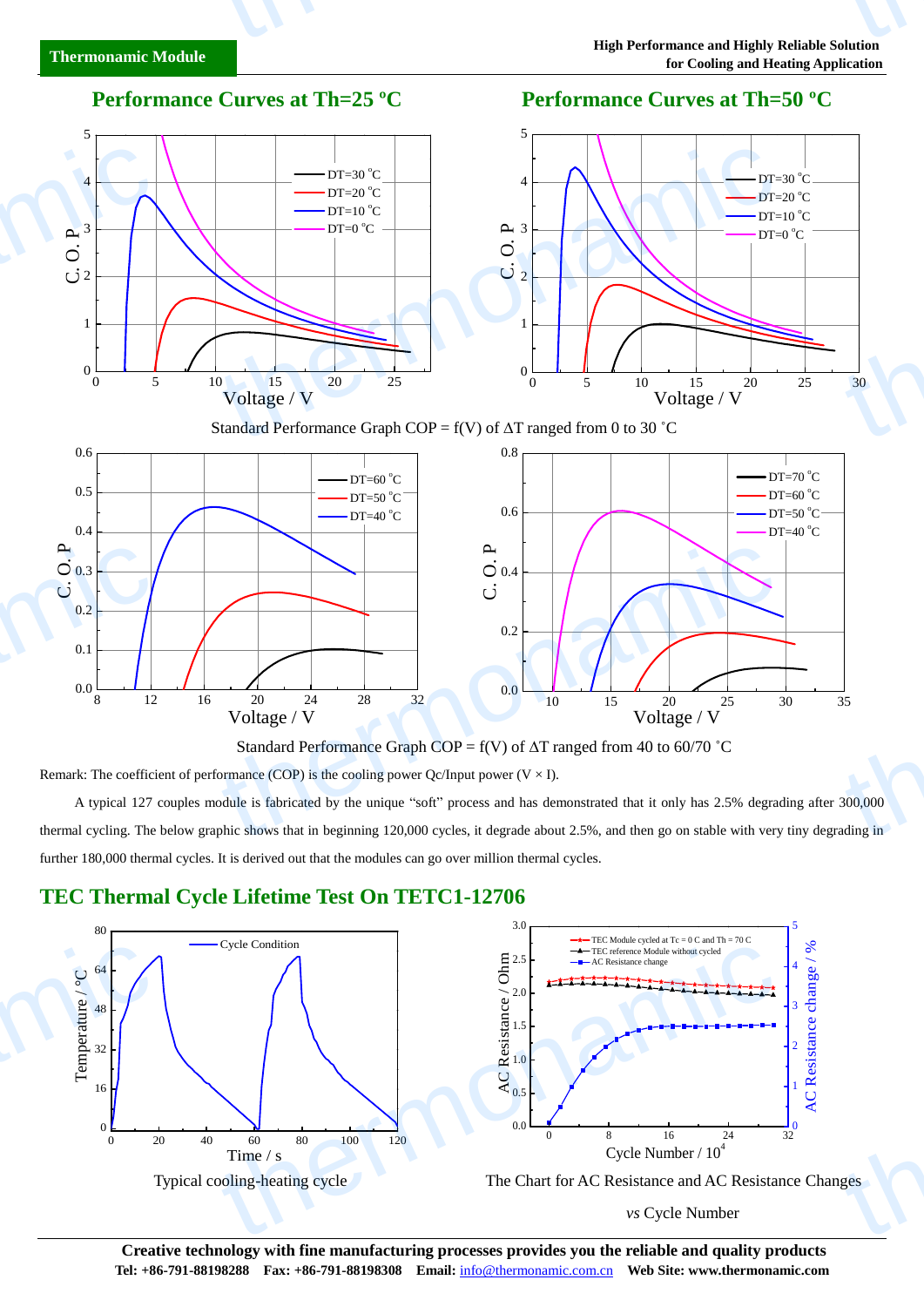## Performance Curves at Th=25 ºC

C. O. P
Voltage / V
DT=30 °C
DT=20 °C
DT=10 °C
DT=0 °C
0 5 10 15 20 25
0 1 2 3 4 5

## Performance Curves at Th=50 ºC

C. O. P
Voltage / V
DT=30 °C
DT=20 °C
DT=10 °C
DT=0 °C
0 5 10 15 20 25 30
0 1 2 3 4 5

Standard Performance Graph COP = f(V) of ΔT ranged from 0 to 30 ˚C

C. O. P
Voltage / V
DT=60 °C
DT=50 °C
DT=40 °C
8 12 16 20 24 28 32
0.0 0.1 0.2 0.3 0.4 0.5 0.6

C. O. P
Voltage / V
DT=70 °C
DT=60 °C
DT=50 °C
DT=40 °C
10 15 20 25 30 35
0.0 0.2 0.4 0.6 0.8

Standard Performance Graph COP = f(V) of ΔT ranged from 40 to 60/70 ˚C

Remark: The coefficient of performance (COP) is the cooling power Qc/Input power (V × I).

A typical 127 couples module is fabricated by the unique "soft" process and has demonstrated that it only has 2.5% degrading after 300,000 thermal cycling. The below graphic shows that in beginning 120,000 cycles, it degrade about 2.5%, and then go on stable with very tiny degrading in further 180,000 thermal cycles. It is derived out that the modules can go over million thermal cycles.

## TEC Thermal Cycle Lifetime Test On TETC1-12706

Temperature / °C
Time / s
Cycle Condition
0 20 40 60 80 100 120
0 16 32 48 64 80

Typical cooling-heating cycle

AC Resistance / Ohm
AC Resistance change / %
Cycle Number / $10^4$
TEC Module cycled at Tc = 0 C and Th = 70 C
TEC reference Module without cycled
AC Resistance change
0 8 16 24 32
0.0 0.5 1.0 1.5 2.0 2.5 3.0
0 1 2 3 4 5

The Chart for AC Resistance and AC Resistance Changes *vs* Cycle Number

**Creative technology with fine manufacturing processes provides you the reliable and quality products**
**Tel: +86-791-88198288 Fax: +86-791-88198308 Email:** info@thermonamic.com.cn **Web Site: www.thermonamic.com**